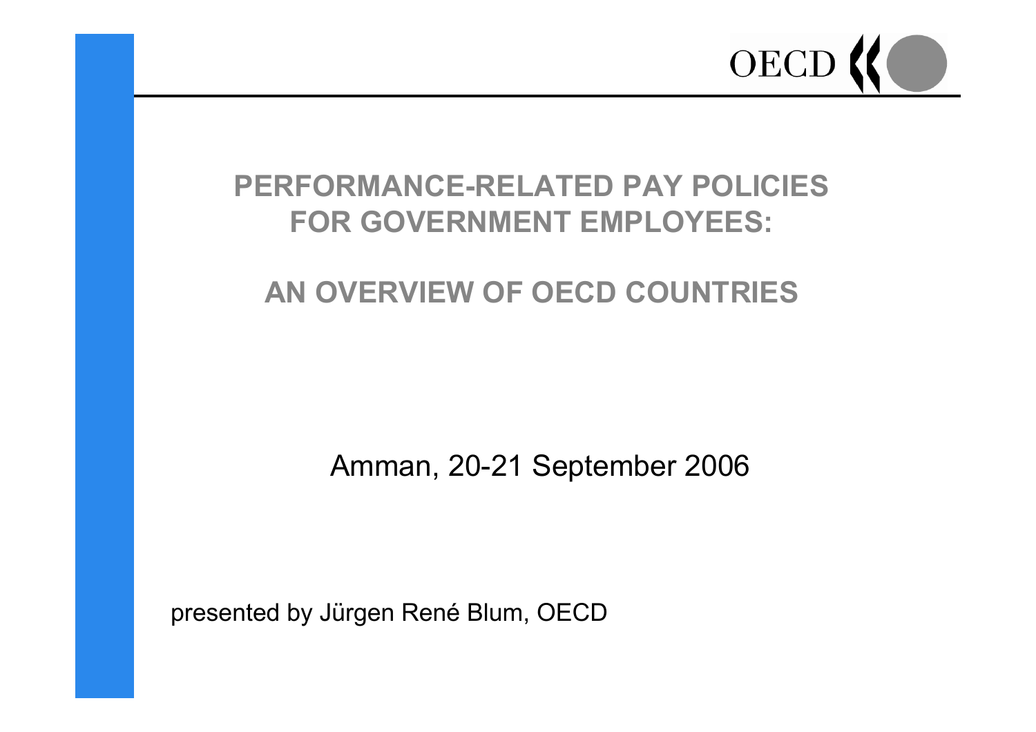# PERFORMANCE-RELATED PAY POLICIES FOR GOVERNMENT EMPLOYEES:

# AN OVERVIEW OF OECD COUNTRIES

Amman, 20-21 September 2006

presented by Jürgen René Blum, OECD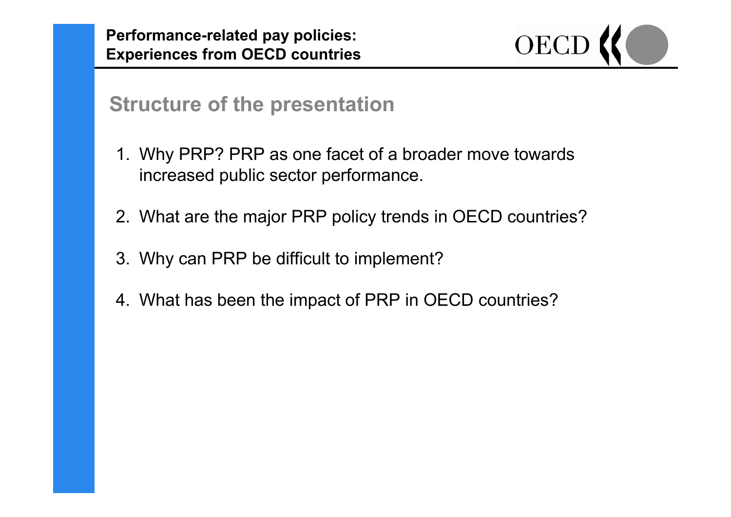## Structure of the presentation

1. Why PRP? PRP as one facet of a broader move towards increased public sector performance.
2. What are the major PRP policy trends in OECD countries?
3. Why can PRP be difficult to implement?
4. What has been the impact of PRP in OECD countries?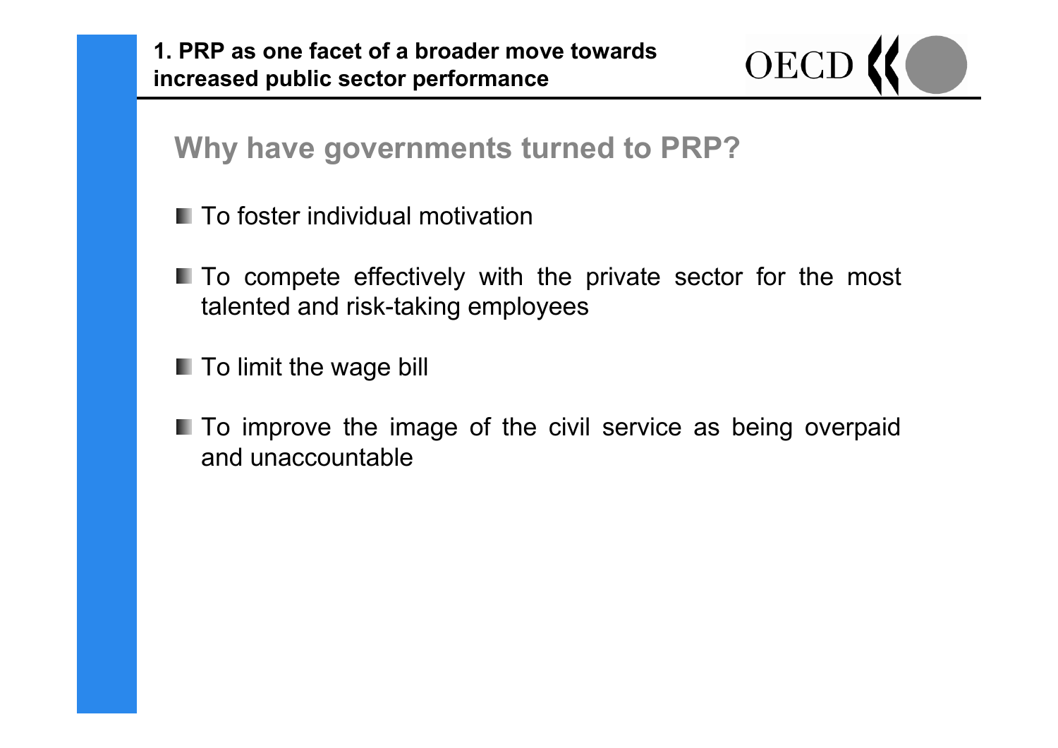## 1. PRP as one facet of a broader move towards increased public sector performance

### Why have governments turned to PRP?

- To foster individual motivation
- To compete effectively with the private sector for the most talented and risk-taking employees
- To limit the wage bill
- To improve the image of the civil service as being overpaid and unaccountable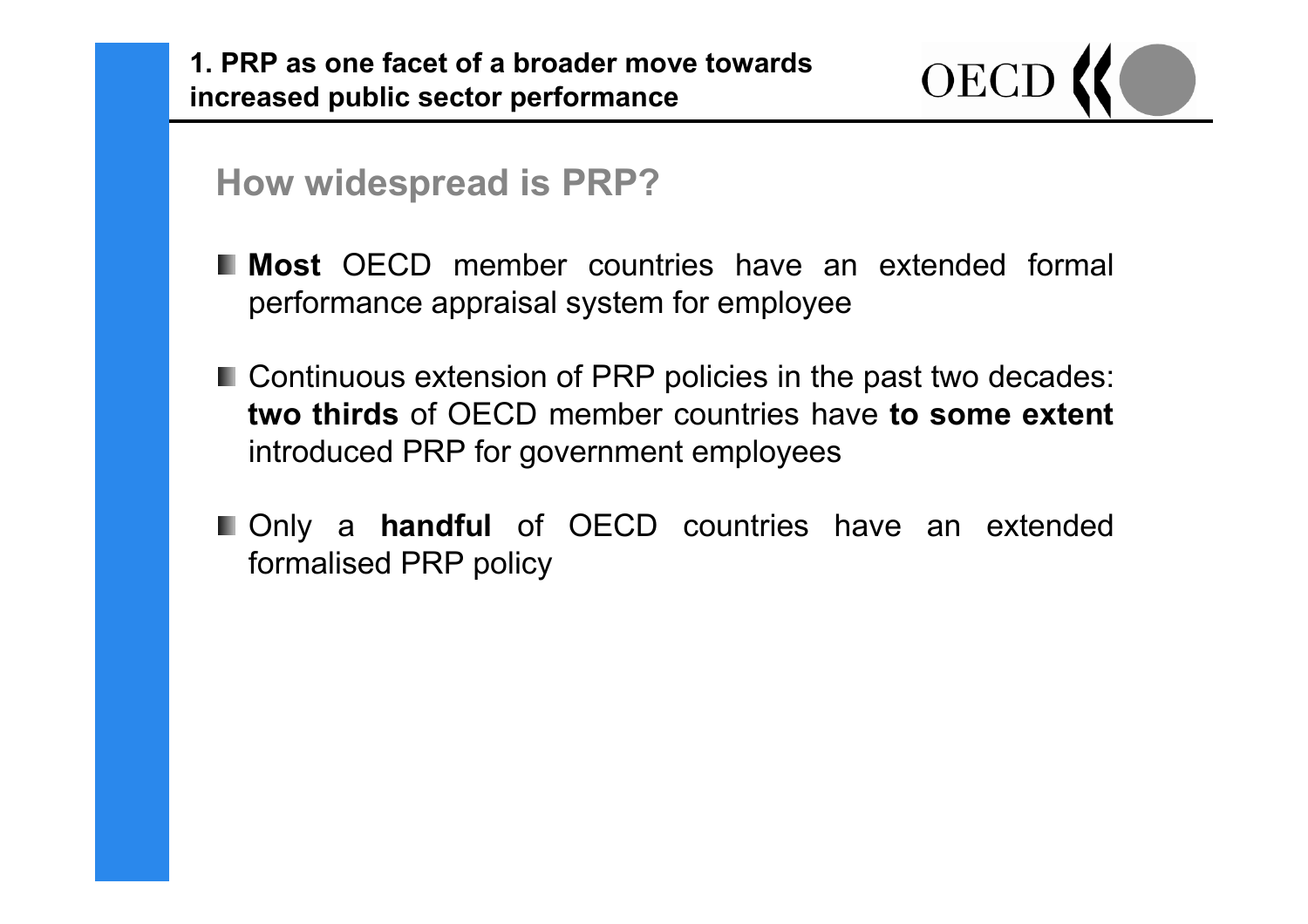# 1. PRP as one facet of a broader move towards increased public sector performance

## How widespread is PRP?

- **Most** OECD member countries have an extended formal performance appraisal system for employee
- Continuous extension of PRP policies in the past two decades: **two thirds** of OECD member countries have **to some extent** introduced PRP for government employees
- Only a **handful** of OECD countries have an extended formalised PRP policy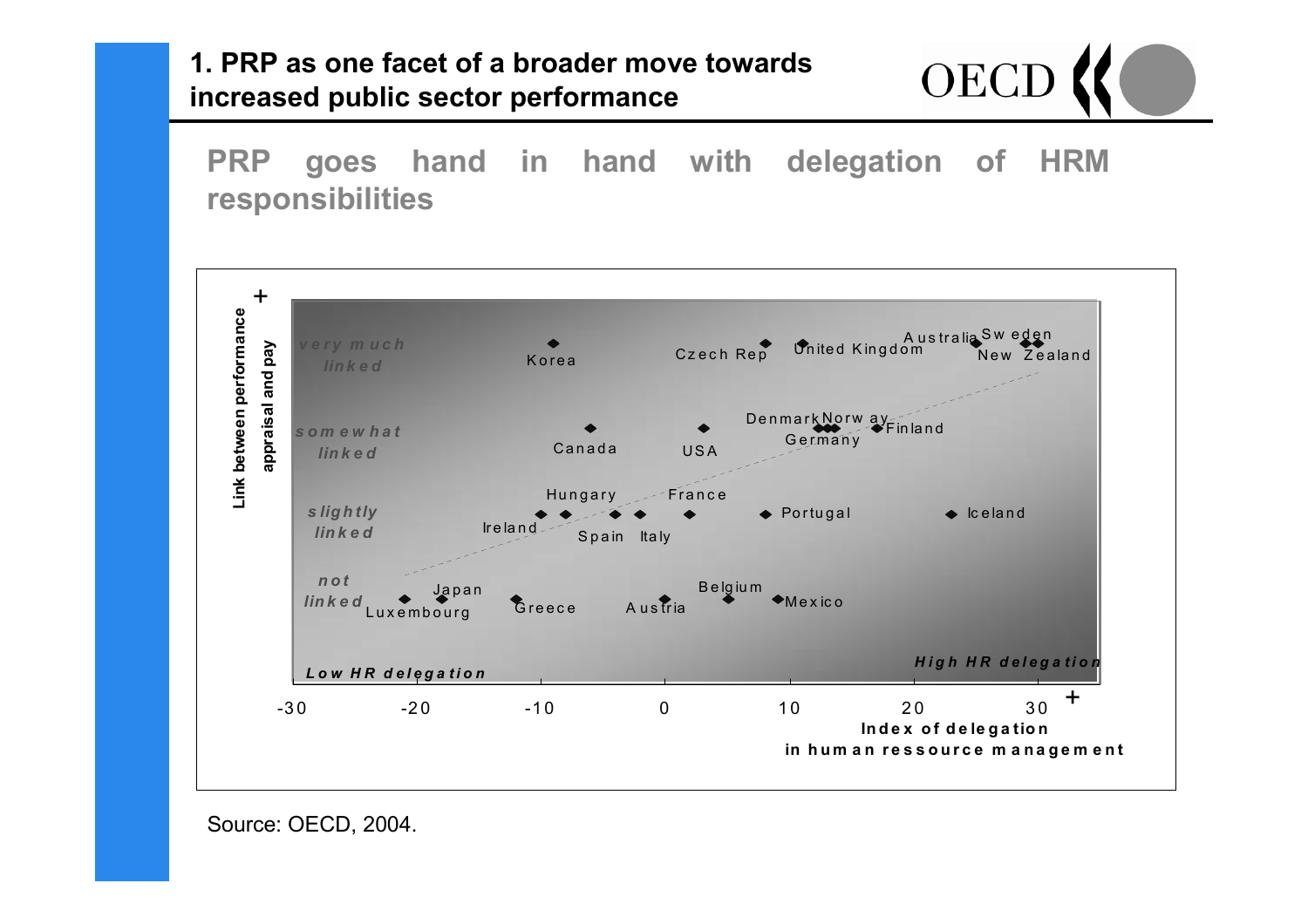# 1. PRP as one facet of a broader move towards increased public sector performance

## PRP goes hand in hand with delegation of HRM responsibilities

Link between performance appraisal and pay

very much linked

somewhat linked

slightly linked

not linked

Korea, Czech Rep, United Kingdom, Australia, Sweden, New Zealand, Canada, USA, Denmark, Norway, Germany, Finland, Hungary, France, Ireland, Spain, Italy, Portugal, Iceland, Japan, Luxembourg, Greece, Austria, Belgium, Mexico

Low HR delegation

High HR delegation

-30 -20 -10 0 10 20 30

Index of delegation in human ressource management

Source: OECD, 2004.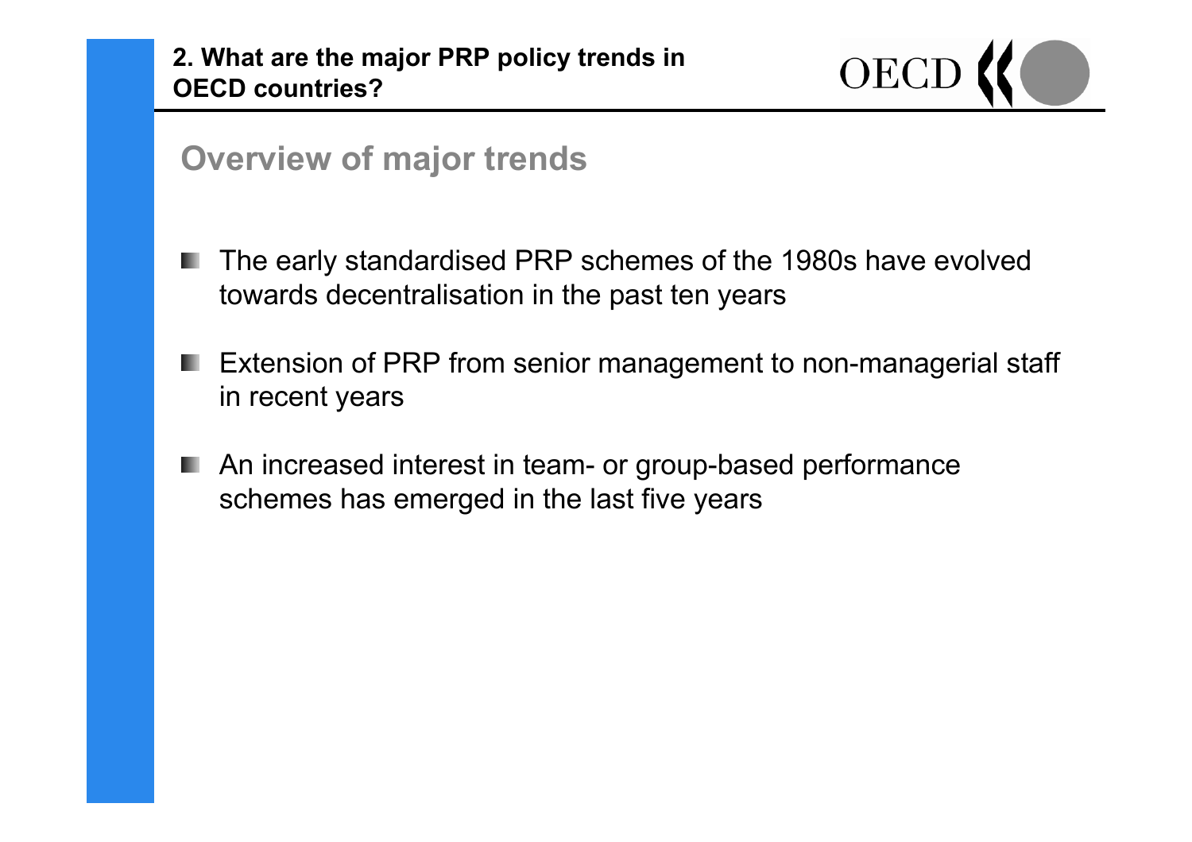## 2. What are the major PRP policy trends in OECD countries?

### Overview of major trends

- The early standardised PRP schemes of the 1980s have evolved towards decentralisation in the past ten years
- Extension of PRP from senior management to non-managerial staff in recent years
- An increased interest in team- or group-based performance schemes has emerged in the last five years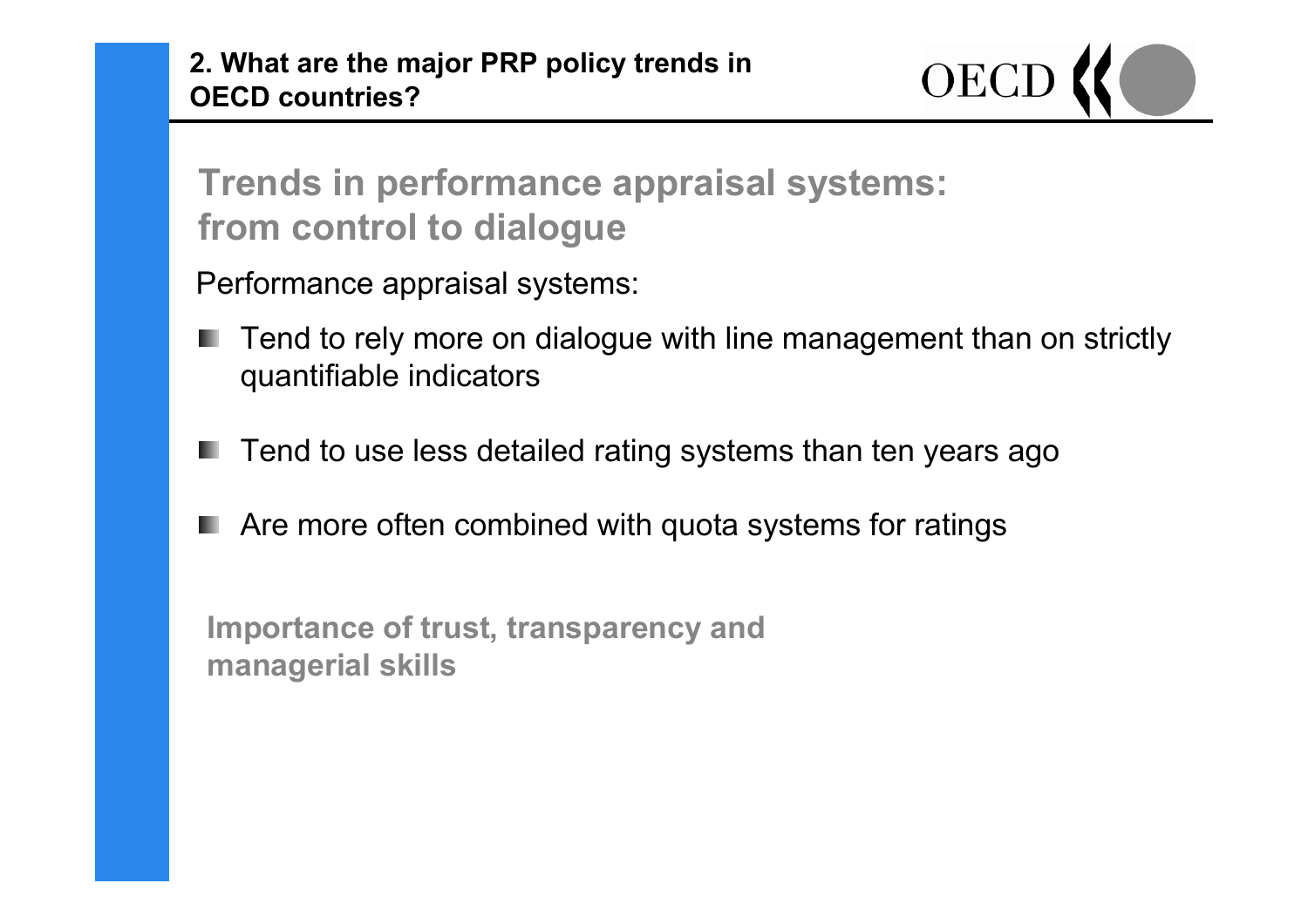## 2. What are the major PRP policy trends in OECD countries?

### Trends in performance appraisal systems: from control to dialogue

Performance appraisal systems:

- Tend to rely more on dialogue with line management than on strictly quantifiable indicators
- Tend to use less detailed rating systems than ten years ago
- Are more often combined with quota systems for ratings

**Importance of trust, transparency and managerial skills**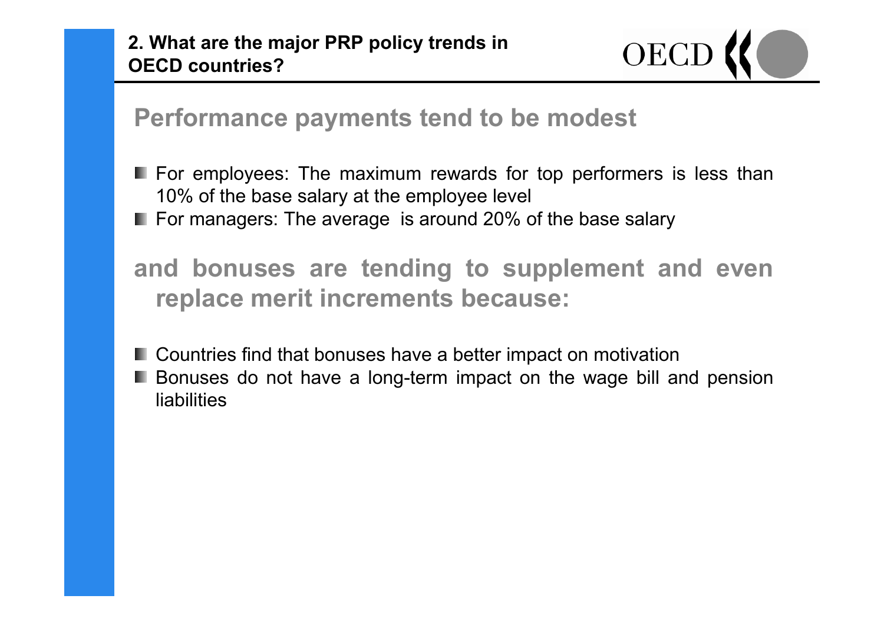## 2. What are the major PRP policy trends in OECD countries?

### Performance payments tend to be modest

- For employees: The maximum rewards for top performers is less than 10% of the base salary at the employee level
- For managers: The average is around 20% of the base salary

### and bonuses are tending to supplement and even replace merit increments because:

- Countries find that bonuses have a better impact on motivation
- Bonuses do not have a long-term impact on the wage bill and pension liabilities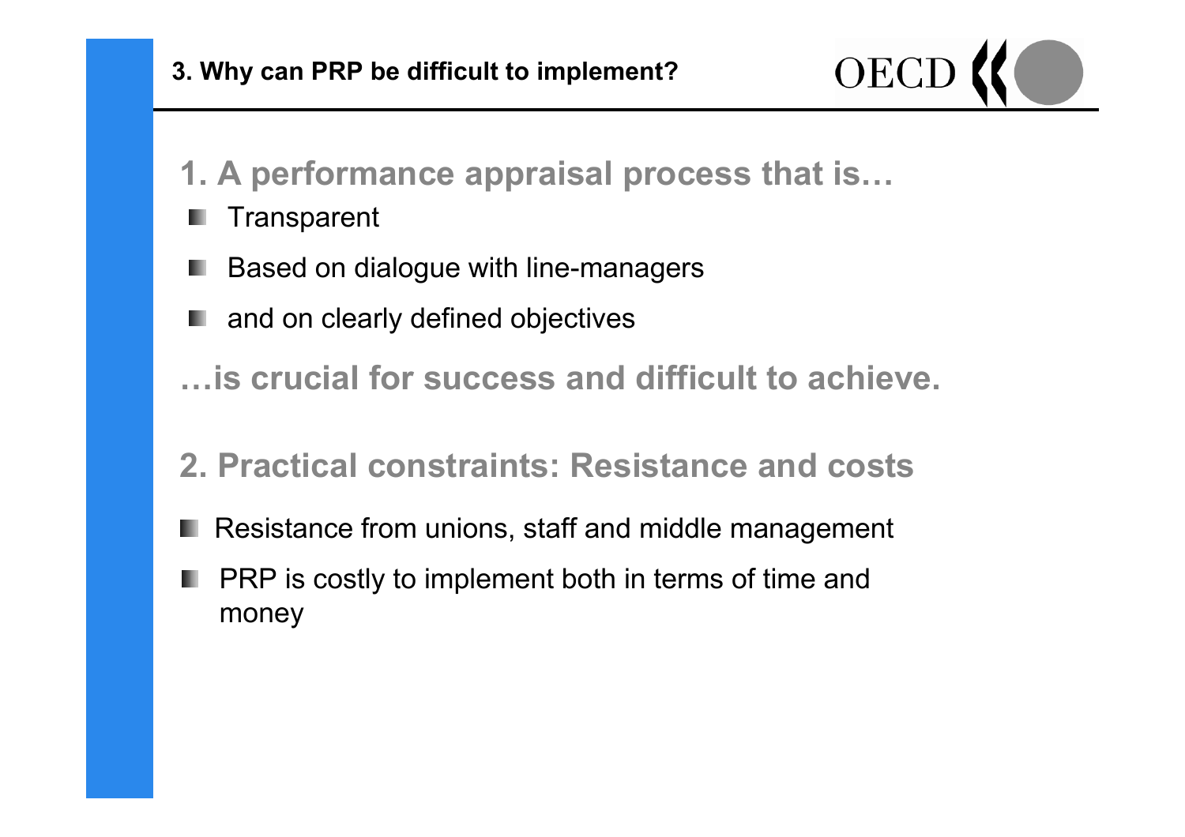## 3. Why can PRP be difficult to implement?

### 1. A performance appraisal process that is…

- Transparent
- Based on dialogue with line-managers
- and on clearly defined objectives

### …is crucial for success and difficult to achieve.

### 2. Practical constraints: Resistance and costs

- Resistance from unions, staff and middle management
- PRP is costly to implement both in terms of time and money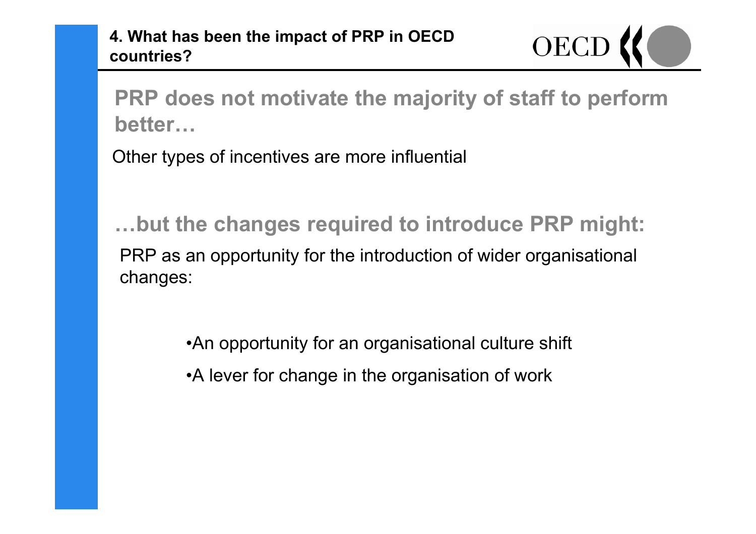## 4. What has been the impact of PRP in OECD countries?

### PRP does not motivate the majority of staff to perform better…

Other types of incentives are more influential

### …but the changes required to introduce PRP might:

PRP as an opportunity for the introduction of wider organisational changes:

- An opportunity for an organisational culture shift
- A lever for change in the organisation of work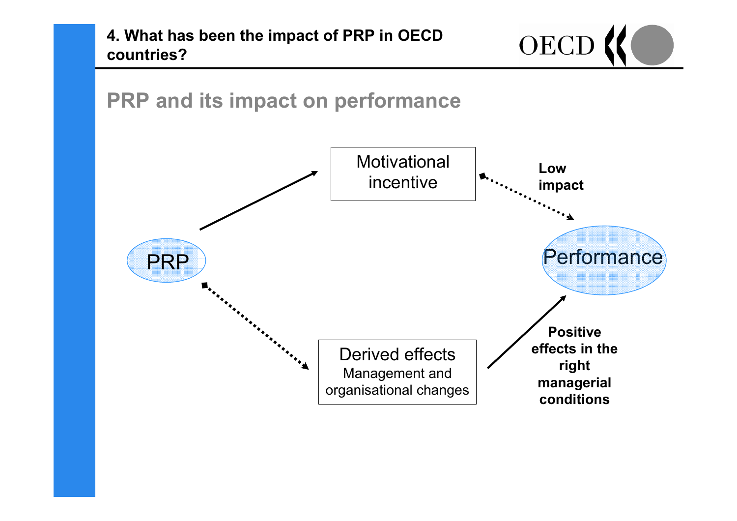## 4. What has been the impact of PRP in OECD countries?

### PRP and its impact on performance

PRP

Motivational incentive

Low impact

Performance

Derived effects
Management and organisational changes

Positive effects in the right managerial conditions